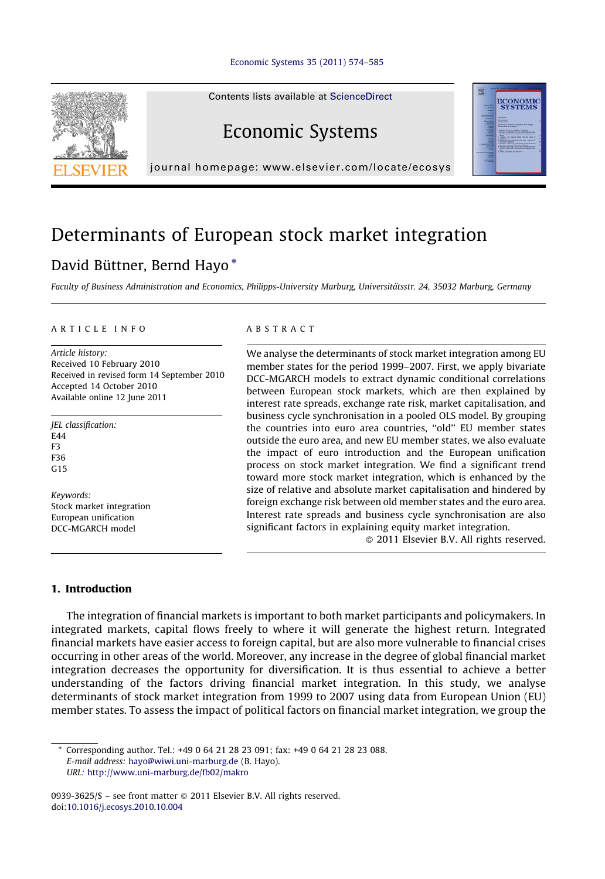# Determinants of European stock market integration

David Büttner, Bernd Hayo *

*Faculty of Business Administration and Economics, Philipps-University Marburg, Universitätsstr. 24, 35032 Marburg, Germany*

## ARTICLE INFO

*Article history:*
Received 10 February 2010
Received in revised form 14 September 2010
Accepted 14 October 2010
Available online 12 June 2011

*JEL classification:*
E44
F3
F36
G15

*Keywords:*
Stock market integration
European unification
DCC-MGARCH model

## ABSTRACT

We analyse the determinants of stock market integration among EU member states for the period 1999–2007. First, we apply bivariate DCC-MGARCH models to extract dynamic conditional correlations between European stock markets, which are then explained by interest rate spreads, exchange rate risk, market capitalisation, and business cycle synchronisation in a pooled OLS model. By grouping the countries into euro area countries, "old" EU member states outside the euro area, and new EU member states, we also evaluate the impact of euro introduction and the European unification process on stock market integration. We find a significant trend toward more stock market integration, which is enhanced by the size of relative and absolute market capitalisation and hindered by foreign exchange risk between old member states and the euro area. Interest rate spreads and business cycle synchronisation are also significant factors in explaining equity market integration.

© 2011 Elsevier B.V. All rights reserved.

## 1. Introduction

The integration of financial markets is important to both market participants and policymakers. In integrated markets, capital flows freely to where it will generate the highest return. Integrated financial markets have easier access to foreign capital, but are also more vulnerable to financial crises occurring in other areas of the world. Moreover, any increase in the degree of global financial market integration decreases the opportunity for diversification. It is thus essential to achieve a better understanding of the factors driving financial market integration. In this study, we analyse determinants of stock market integration from 1999 to 2007 using data from European Union (EU) member states. To assess the impact of political factors on financial market integration, we group the

---

* Corresponding author. Tel.: +49 0 64 21 28 23 091; fax: +49 0 64 21 28 23 088.
*E-mail address:* hayo@wiwi.uni-marburg.de (B. Hayo).
*URL:* http://www.uni-marburg.de/fb02/makro

0939-3625/$ – see front matter © 2011 Elsevier B.V. All rights reserved.
doi:10.1016/j.ecosys.2010.10.004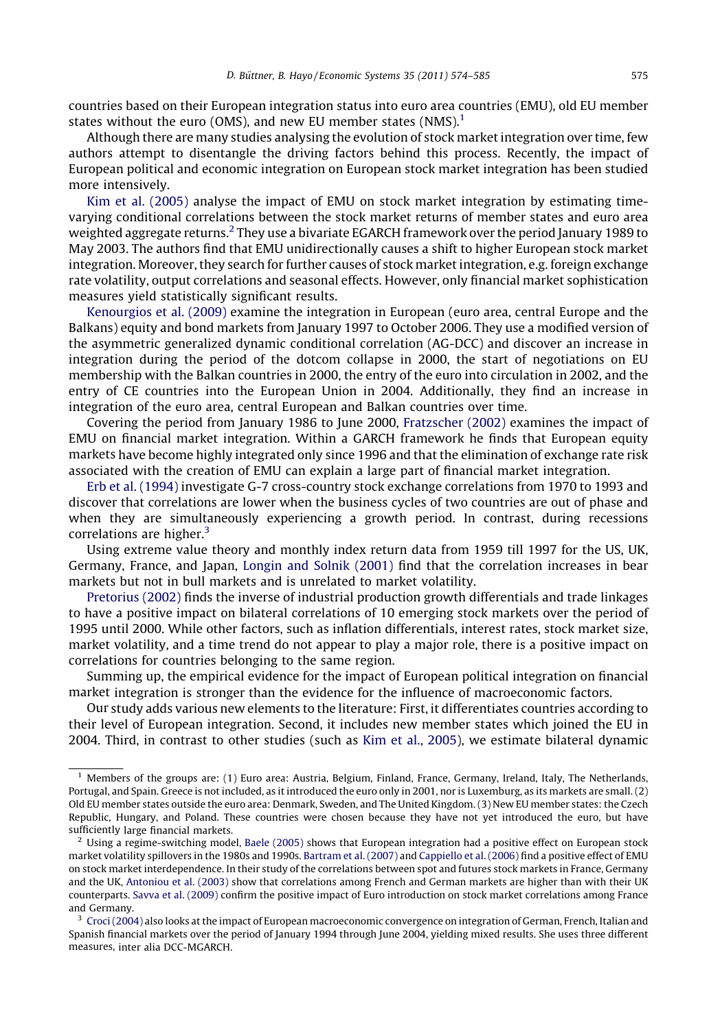countries based on their European integration status into euro area countries (EMU), old EU member states without the euro (OMS), and new EU member states (NMS).[1]

Although there are many studies analysing the evolution of stock market integration over time, few authors attempt to disentangle the driving factors behind this process. Recently, the impact of European political and economic integration on European stock market integration has been studied more intensively.

Kim et al. (2005) analyse the impact of EMU on stock market integration by estimating time-varying conditional correlations between the stock market returns of member states and euro area weighted aggregate returns.[2] They use a bivariate EGARCH framework over the period January 1989 to May 2003. The authors find that EMU unidirectionally causes a shift to higher European stock market integration. Moreover, they search for further causes of stock market integration, e.g. foreign exchange rate volatility, output correlations and seasonal effects. However, only financial market sophistication measures yield statistically significant results.

Kenourgios et al. (2009) examine the integration in European (euro area, central Europe and the Balkans) equity and bond markets from January 1997 to October 2006. They use a modified version of the asymmetric generalized dynamic conditional correlation (AG-DCC) and discover an increase in integration during the period of the dotcom collapse in 2000, the start of negotiations on EU membership with the Balkan countries in 2000, the entry of the euro into circulation in 2002, and the entry of CE countries into the European Union in 2004. Additionally, they find an increase in integration of the euro area, central European and Balkan countries over time.

Covering the period from January 1986 to June 2000, Fratzscher (2002) examines the impact of EMU on financial market integration. Within a GARCH framework he finds that European equity markets have become highly integrated only since 1996 and that the elimination of exchange rate risk associated with the creation of EMU can explain a large part of financial market integration.

Erb et al. (1994) investigate G-7 cross-country stock exchange correlations from 1970 to 1993 and discover that correlations are lower when the business cycles of two countries are out of phase and when they are simultaneously experiencing a growth period. In contrast, during recessions correlations are higher.[3]

Using extreme value theory and monthly index return data from 1959 till 1997 for the US, UK, Germany, France, and Japan, Longin and Solnik (2001) find that the correlation increases in bear markets but not in bull markets and is unrelated to market volatility.

Pretorius (2002) finds the inverse of industrial production growth differentials and trade linkages to have a positive impact on bilateral correlations of 10 emerging stock markets over the period of 1995 until 2000. While other factors, such as inflation differentials, interest rates, stock market size, market volatility, and a time trend do not appear to play a major role, there is a positive impact on correlations for countries belonging to the same region.

Summing up, the empirical evidence for the impact of European political integration on financial market integration is stronger than the evidence for the influence of macroeconomic factors.

Our study adds various new elements to the literature: First, it differentiates countries according to their level of European integration. Second, it includes new member states which joined the EU in 2004. Third, in contrast to other studies (such as Kim et al., 2005), we estimate bilateral dynamic

---

[1] Members of the groups are: (1) Euro area: Austria, Belgium, Finland, France, Germany, Ireland, Italy, The Netherlands, Portugal, and Spain. Greece is not included, as it introduced the euro only in 2001, nor is Luxemburg, as its markets are small. (2) Old EU member states outside the euro area: Denmark, Sweden, and The United Kingdom. (3) New EU member states: the Czech Republic, Hungary, and Poland. These countries were chosen because they have not yet introduced the euro, but have sufficiently large financial markets.

[2] Using a regime-switching model, Baele (2005) shows that European integration had a positive effect on European stock market volatility spillovers in the 1980s and 1990s. Bartram et al. (2007) and Cappiello et al. (2006) find a positive effect of EMU on stock market interdependence. In their study of the correlations between spot and futures stock markets in France, Germany and the UK, Antoniou et al. (2003) show that correlations among French and German markets are higher than with their UK counterparts. Savva et al. (2009) confirm the positive impact of Euro introduction on stock market correlations among France and Germany.

[3] Croci (2004) also looks at the impact of European macroeconomic convergence on integration of German, French, Italian and Spanish financial markets over the period of January 1994 through June 2004, yielding mixed results. She uses three different measures, inter alia DCC-MGARCH.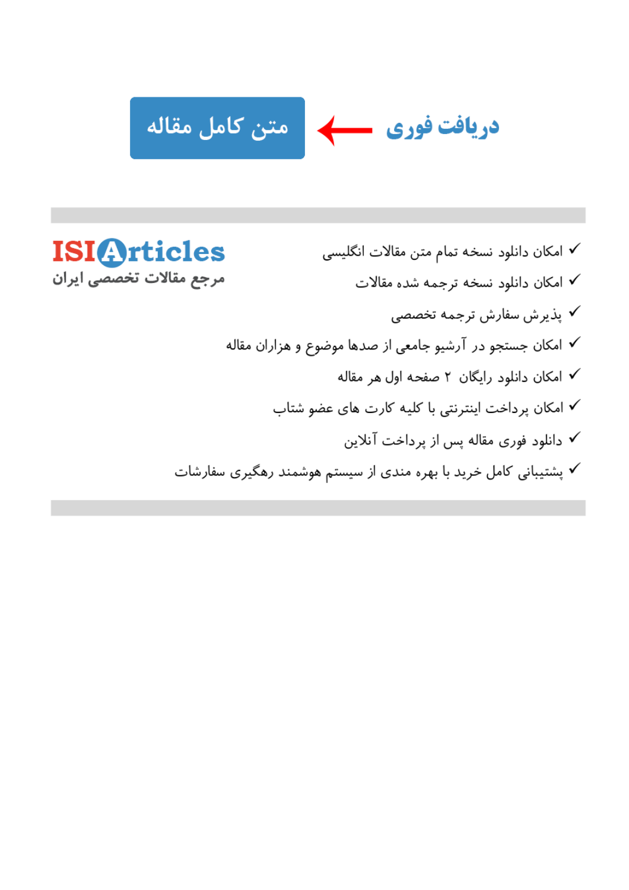دریافت فوری ← متن کامل مقاله

ISIArticles
مرجع مقالات تخصصی ایران

- ✓ امکان دانلود نسخه تمام متن مقالات انگلیسی
- ✓ امکان دانلود نسخه ترجمه شده مقالات
- ✓ پذیرش سفارش ترجمه تخصصی
- ✓ امکان جستجو در آرشیو جامعی از صدها موضوع و هزاران مقاله
- ✓ امکان دانلود رایگان ۲ صفحه اول هر مقاله
- ✓ امکان پرداخت اینترنتی با کلیه کارت های عضو شتاب
- ✓ دانلود فوری مقاله پس از پرداخت آنلاین
- ✓ پشتیبانی کامل خرید با بهره مندی از سیستم هوشمند رهگیری سفارشات